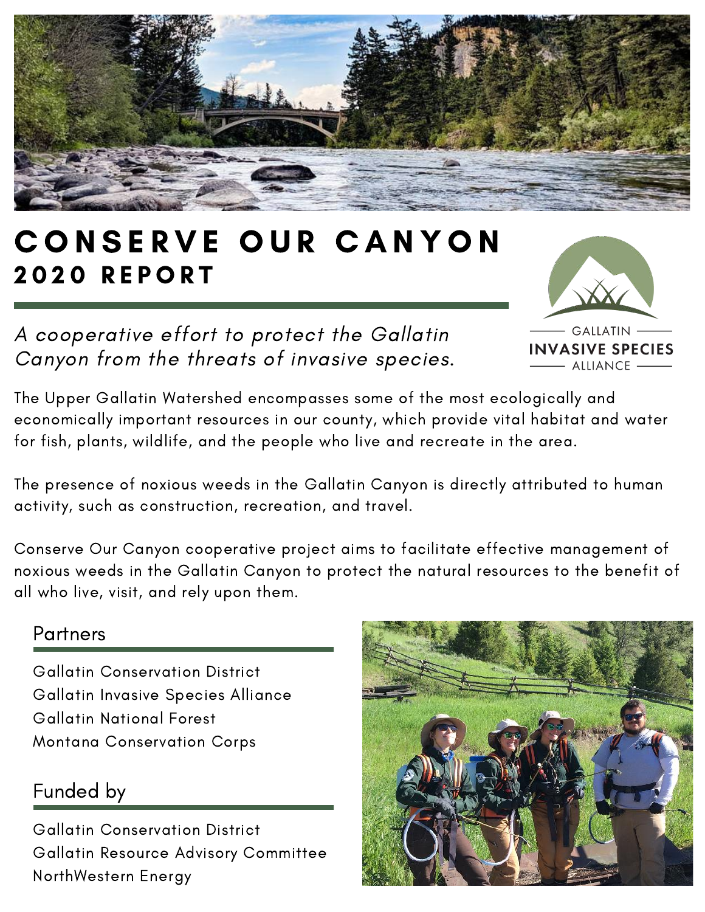# CONSERVE OUR CANYON
## 2020 REPORT

GALLATIN INVASIVE SPECIES ALLIANCE

*A cooperative effort to protect the Gallatin Canyon from the threats of invasive species.*

The Upper Gallatin Watershed encompasses some of the most ecologically and economically important resources in our county, which provide vital habitat and water for fish, plants, wildlife, and the people who live and recreate in the area.

The presence of noxious weeds in the Gallatin Canyon is directly attributed to human activity, such as construction, recreation, and travel.

Conserve Our Canyon cooperative project aims to facilitate effective management of noxious weeds in the Gallatin Canyon to protect the natural resources to the benefit of all who live, visit, and rely upon them.

### Partners

Gallatin Conservation District
Gallatin Invasive Species Alliance
Gallatin National Forest
Montana Conservation Corps

### Funded by

Gallatin Conservation District
Gallatin Resource Advisory Committee
NorthWestern Energy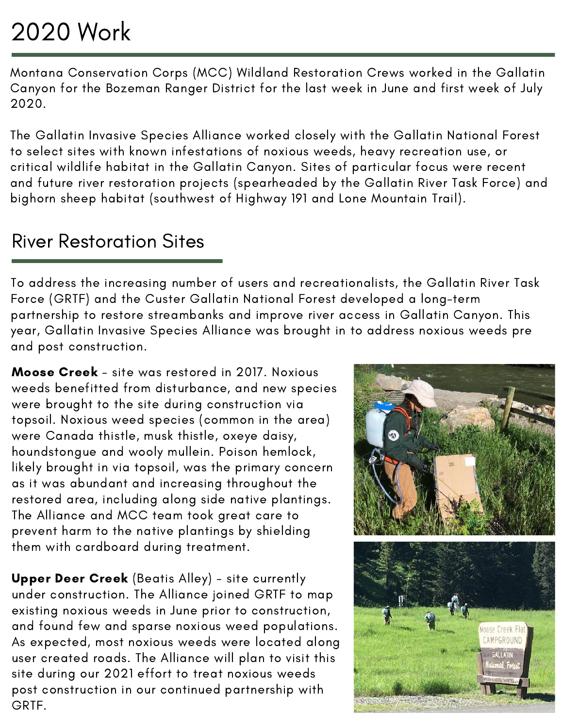# 2020 Work

Montana Conservation Corps (MCC) Wildland Restoration Crews worked in the Gallatin Canyon for the Bozeman Ranger District for the last week in June and first week of July 2020.

The Gallatin Invasive Species Alliance worked closely with the Gallatin National Forest to select sites with known infestations of noxious weeds, heavy recreation use, or critical wildlife habitat in the Gallatin Canyon. Sites of particular focus were recent and future river restoration projects (spearheaded by the Gallatin River Task Force) and bighorn sheep habitat (southwest of Highway 191 and Lone Mountain Trail).

## River Restoration Sites

To address the increasing number of users and recreationalists, the Gallatin River Task Force (GRTF) and the Custer Gallatin National Forest developed a long-term partnership to restore streambanks and improve river access in Gallatin Canyon. This year, Gallatin Invasive Species Alliance was brought in to address noxious weeds pre and post construction.

**Moose Creek** - site was restored in 2017. Noxious weeds benefitted from disturbance, and new species were brought to the site during construction via topsoil. Noxious weed species (common in the area) were Canada thistle, musk thistle, oxeye daisy, houndstongue and wooly mullein. Poison hemlock, likely brought in via topsoil, was the primary concern as it was abundant and increasing throughout the restored area, including along side native plantings. The Alliance and MCC team took great care to prevent harm to the native plantings by shielding them with cardboard during treatment.

**Upper Deer Creek** (Beatis Alley) - site currently under construction. The Alliance joined GRTF to map existing noxious weeds in June prior to construction, and found few and sparse noxious weed populations. As expected, most noxious weeds were located along user created roads. The Alliance will plan to visit this site during our 2021 effort to treat noxious weeds post construction in our continued partnership with GRTF.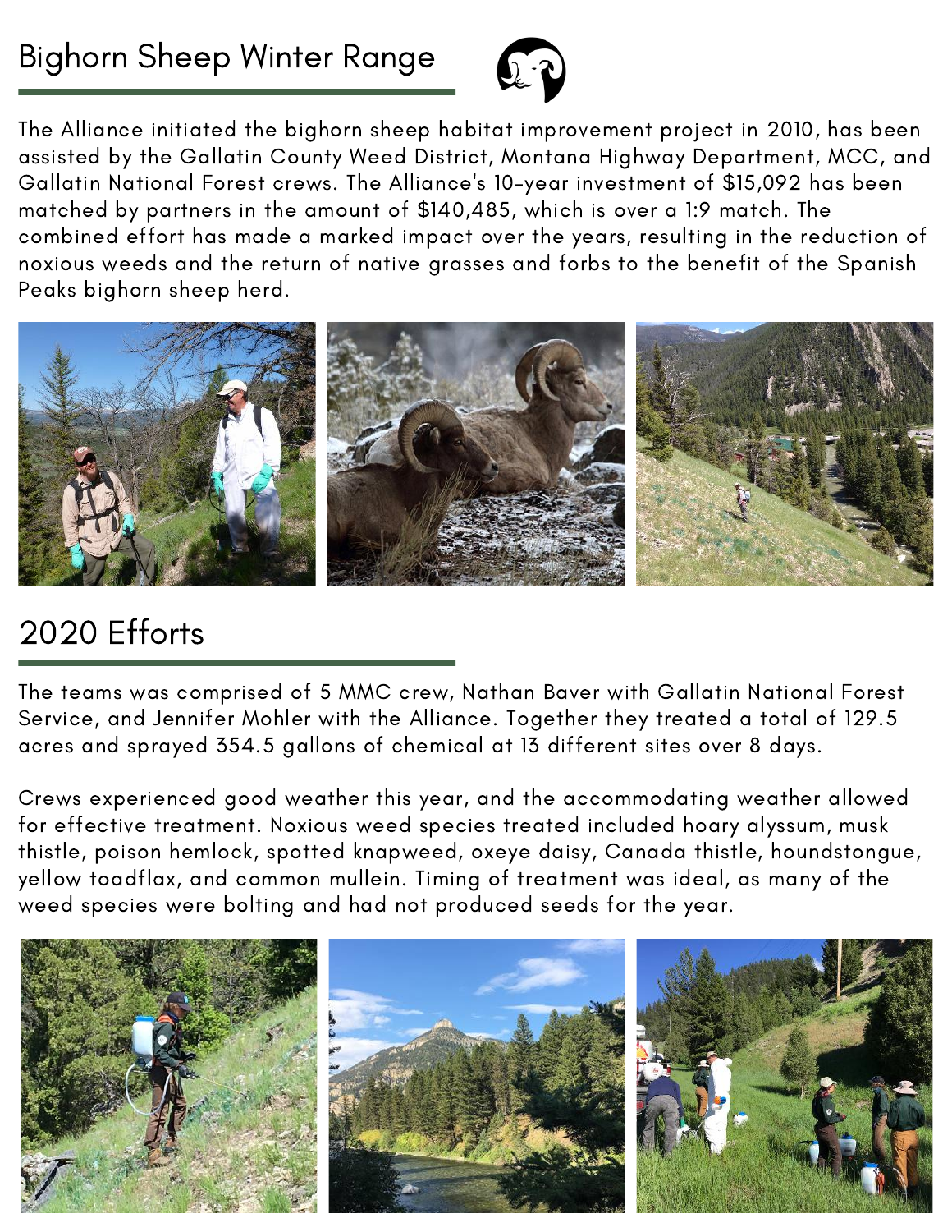# Bighorn Sheep Winter Range

The Alliance initiated the bighorn sheep habitat improvement project in 2010, has been assisted by the Gallatin County Weed District, Montana Highway Department, MCC, and Gallatin National Forest crews. The Alliance's 10-year investment of $15,092 has been matched by partners in the amount of $140,485, which is over a 1:9 match. The combined effort has made a marked impact over the years, resulting in the reduction of noxious weeds and the return of native grasses and forbs to the benefit of the Spanish Peaks bighorn sheep herd.

## 2020 Efforts

The teams was comprised of 5 MMC crew, Nathan Baver with Gallatin National Forest Service, and Jennifer Mohler with the Alliance. Together they treated a total of 129.5 acres and sprayed 354.5 gallons of chemical at 13 different sites over 8 days.

Crews experienced good weather this year, and the accommodating weather allowed for effective treatment. Noxious weed species treated included hoary alyssum, musk thistle, poison hemlock, spotted knapweed, oxeye daisy, Canada thistle, houndstongue, yellow toadflax, and common mullein. Timing of treatment was ideal, as many of the weed species were bolting and had not produced seeds for the year.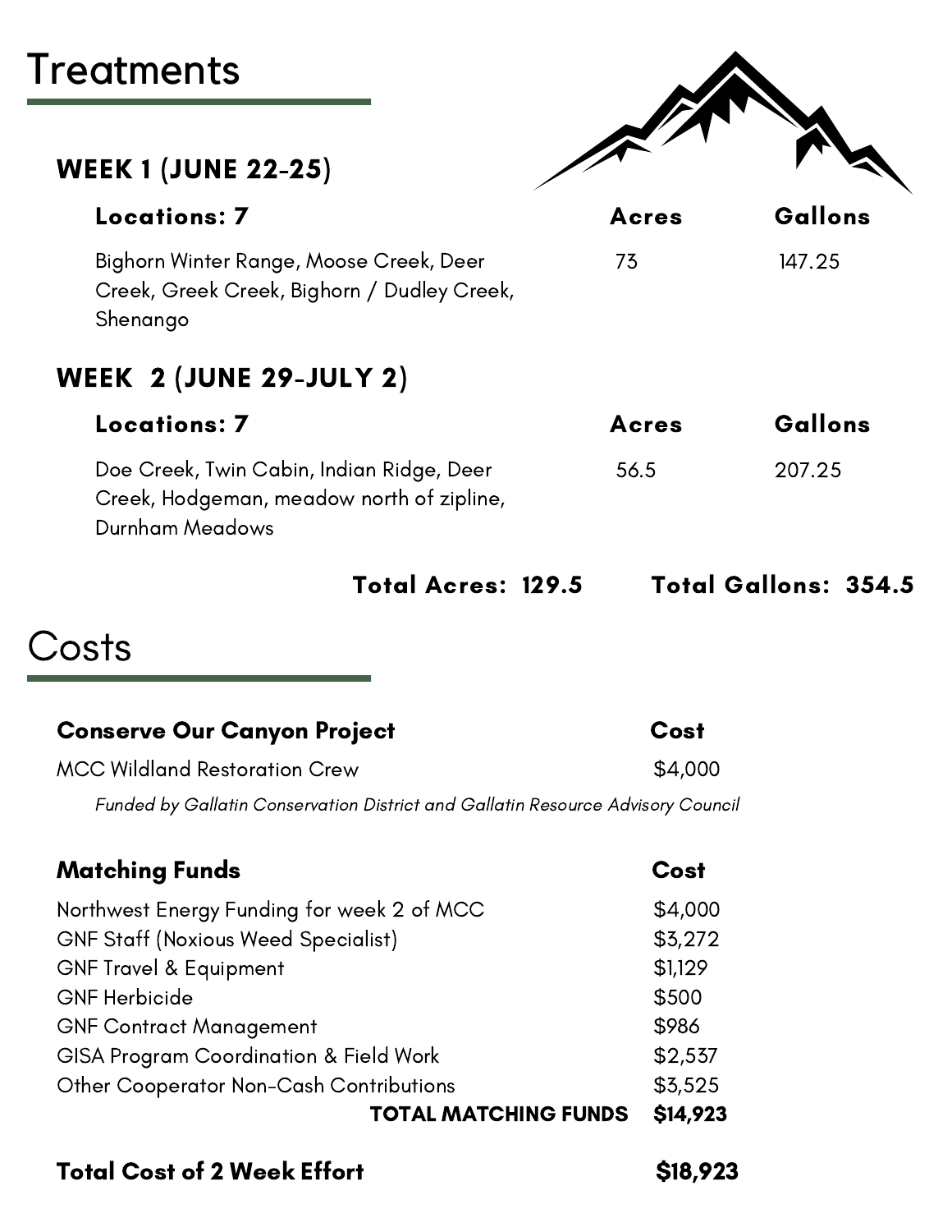# Treatments

## WEEK 1 (JUNE 22-25)

| Locations: 7 | Acres | Gallons |
|---|---|---|
| Bighorn Winter Range, Moose Creek, Deer Creek, Greek Creek, Bighorn / Dudley Creek, Shenango | 73 | 147.25 |

## WEEK 2 (JUNE 29-JULY 2)

| Locations: 7 | Acres | Gallons |
|---|---|---|
| Doe Creek, Twin Cabin, Indian Ridge, Deer Creek, Hodgeman, meadow north of zipline, Durnham Meadows | 56.5 | 207.25 |

**Total Acres: 129.5** **Total Gallons: 354.5**

# Costs

| Conserve Our Canyon Project | Cost |
|---|---|
| MCC Wildland Restoration Crew | $4,000 |

*Funded by Gallatin Conservation District and Gallatin Resource Advisory Council*

| Matching Funds | Cost |
|---|---|
| Northwest Energy Funding for week 2 of MCC | $4,000 |
| GNF Staff (Noxious Weed Specialist) | $3,272 |
| GNF Travel & Equipment | $1,129 |
| GNF Herbicide | $500 |
| GNF Contract Management | $986 |
| GISA Program Coordination & Field Work | $2,537 |
| Other Cooperator Non-Cash Contributions | $3,525 |
| **TOTAL MATCHING FUNDS** | **$14,923** |

**Total Cost of 2 Week Effort** **$18,923**